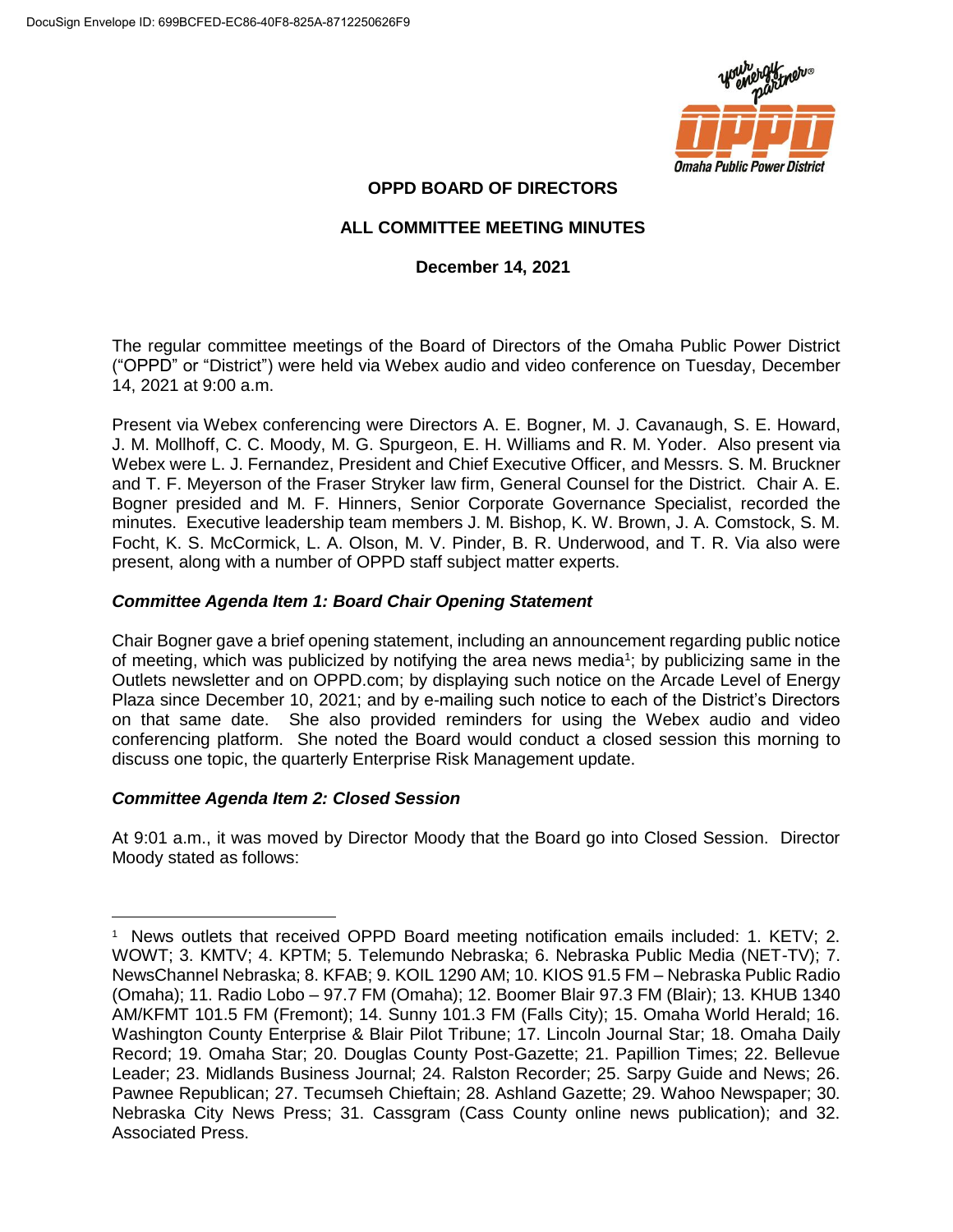**OPPD BOARD OF DIRECTORS**

**ALL COMMITTEE MEETING MINUTES**

**December 14, 2021**

The regular committee meetings of the Board of Directors of the Omaha Public Power District ("OPPD" or "District") were held via Webex audio and video conference on Tuesday, December 14, 2021 at 9:00 a.m.

Present via Webex conferencing were Directors A. E. Bogner, M. J. Cavanaugh, S. E. Howard, J. M. Mollhoff, C. C. Moody, M. G. Spurgeon, E. H. Williams and R. M. Yoder. Also present via Webex were L. J. Fernandez, President and Chief Executive Officer, and Messrs. S. M. Bruckner and T. F. Meyerson of the Fraser Stryker law firm, General Counsel for the District. Chair A. E. Bogner presided and M. F. Hinners, Senior Corporate Governance Specialist, recorded the minutes. Executive leadership team members J. M. Bishop, K. W. Brown, J. A. Comstock, S. M. Focht, K. S. McCormick, L. A. Olson, M. V. Pinder, B. R. Underwood, and T. R. Via also were present, along with a number of OPPD staff subject matter experts.

***Committee Agenda Item 1: Board Chair Opening Statement***

Chair Bogner gave a brief opening statement, including an announcement regarding public notice of meeting, which was publicized by notifying the area news media[1]; by publicizing same in the Outlets newsletter and on OPPD.com; by displaying such notice on the Arcade Level of Energy Plaza since December 10, 2021; and by e-mailing such notice to each of the District's Directors on that same date. She also provided reminders for using the Webex audio and video conferencing platform. She noted the Board would conduct a closed session this morning to discuss one topic, the quarterly Enterprise Risk Management update.

***Committee Agenda Item 2: Closed Session***

At 9:01 a.m., it was moved by Director Moody that the Board go into Closed Session. Director Moody stated as follows:

---

[1] News outlets that received OPPD Board meeting notification emails included: 1. KETV; 2. WOWT; 3. KMTV; 4. KPTM; 5. Telemundo Nebraska; 6. Nebraska Public Media (NET-TV); 7. NewsChannel Nebraska; 8. KFAB; 9. KOIL 1290 AM; 10. KIOS 91.5 FM – Nebraska Public Radio (Omaha); 11. Radio Lobo – 97.7 FM (Omaha); 12. Boomer Blair 97.3 FM (Blair); 13. KHUB 1340 AM/KFMT 101.5 FM (Fremont); 14. Sunny 101.3 FM (Falls City); 15. Omaha World Herald; 16. Washington County Enterprise & Blair Pilot Tribune; 17. Lincoln Journal Star; 18. Omaha Daily Record; 19. Omaha Star; 20. Douglas County Post-Gazette; 21. Papillion Times; 22. Bellevue Leader; 23. Midlands Business Journal; 24. Ralston Recorder; 25. Sarpy Guide and News; 26. Pawnee Republican; 27. Tecumseh Chieftain; 28. Ashland Gazette; 29. Wahoo Newspaper; 30. Nebraska City News Press; 31. Cassgram (Cass County online news publication); and 32. Associated Press.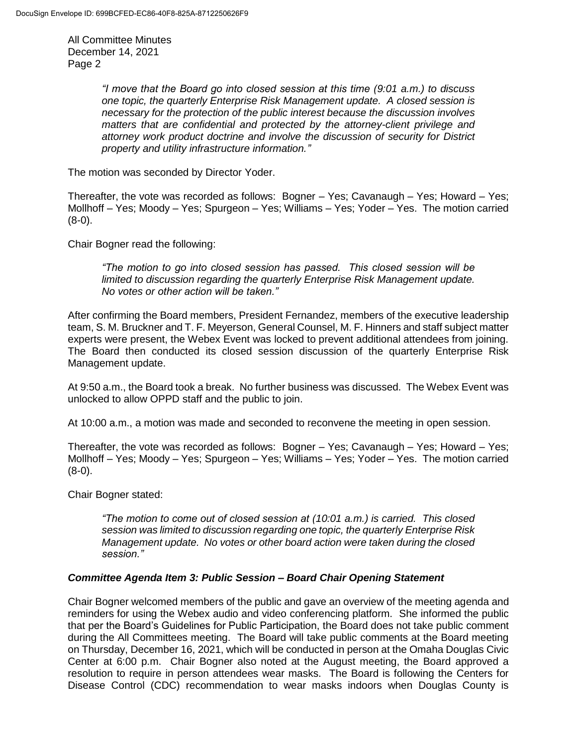*"I move that the Board go into closed session at this time (9:01 a.m.) to discuss one topic, the quarterly Enterprise Risk Management update. A closed session is necessary for the protection of the public interest because the discussion involves matters that are confidential and protected by the attorney-client privilege and attorney work product doctrine and involve the discussion of security for District property and utility infrastructure information."*

The motion was seconded by Director Yoder.

Thereafter, the vote was recorded as follows: Bogner – Yes; Cavanaugh – Yes; Howard – Yes; Mollhoff – Yes; Moody – Yes; Spurgeon – Yes; Williams – Yes; Yoder – Yes. The motion carried (8-0).

Chair Bogner read the following:

*"The motion to go into closed session has passed. This closed session will be limited to discussion regarding the quarterly Enterprise Risk Management update. No votes or other action will be taken."*

After confirming the Board members, President Fernandez, members of the executive leadership team, S. M. Bruckner and T. F. Meyerson, General Counsel, M. F. Hinners and staff subject matter experts were present, the Webex Event was locked to prevent additional attendees from joining. The Board then conducted its closed session discussion of the quarterly Enterprise Risk Management update.

At 9:50 a.m., the Board took a break. No further business was discussed. The Webex Event was unlocked to allow OPPD staff and the public to join.

At 10:00 a.m., a motion was made and seconded to reconvene the meeting in open session.

Thereafter, the vote was recorded as follows: Bogner – Yes; Cavanaugh – Yes; Howard – Yes; Mollhoff – Yes; Moody – Yes; Spurgeon – Yes; Williams – Yes; Yoder – Yes. The motion carried (8-0).

Chair Bogner stated:

*"The motion to come out of closed session at (10:01 a.m.) is carried. This closed session was limited to discussion regarding one topic, the quarterly Enterprise Risk Management update. No votes or other board action were taken during the closed session."*

### *Committee Agenda Item 3: Public Session – Board Chair Opening Statement*

Chair Bogner welcomed members of the public and gave an overview of the meeting agenda and reminders for using the Webex audio and video conferencing platform. She informed the public that per the Board's Guidelines for Public Participation, the Board does not take public comment during the All Committees meeting. The Board will take public comments at the Board meeting on Thursday, December 16, 2021, which will be conducted in person at the Omaha Douglas Civic Center at 6:00 p.m. Chair Bogner also noted at the August meeting, the Board approved a resolution to require in person attendees wear masks. The Board is following the Centers for Disease Control (CDC) recommendation to wear masks indoors when Douglas County is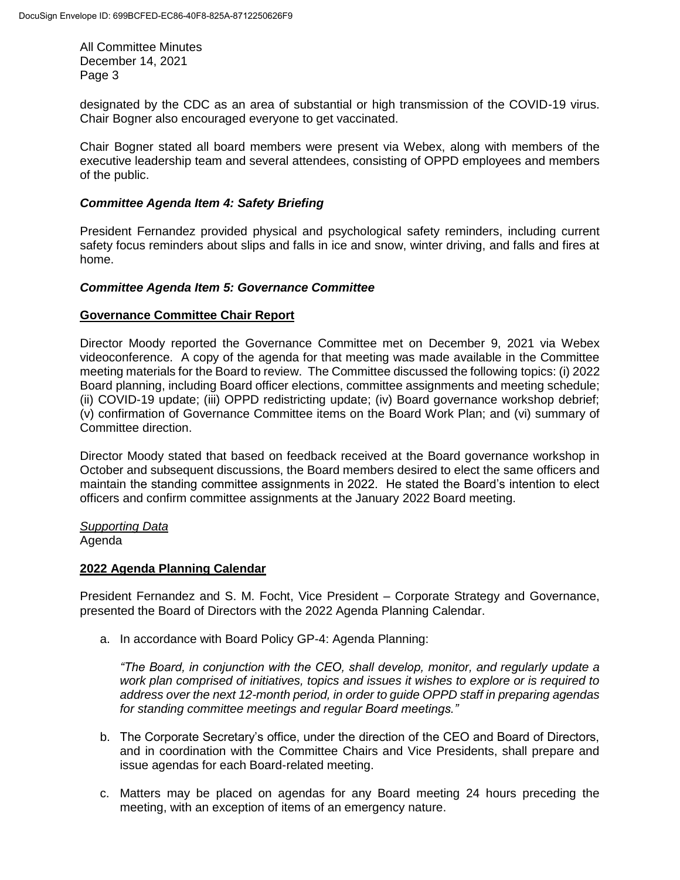designated by the CDC as an area of substantial or high transmission of the COVID-19 virus. Chair Bogner also encouraged everyone to get vaccinated.

Chair Bogner stated all board members were present via Webex, along with members of the executive leadership team and several attendees, consisting of OPPD employees and members of the public.

### *Committee Agenda Item 4: Safety Briefing*

President Fernandez provided physical and psychological safety reminders, including current safety focus reminders about slips and falls in ice and snow, winter driving, and falls and fires at home.

### *Committee Agenda Item 5: Governance Committee*

#### Governance Committee Chair Report

Director Moody reported the Governance Committee met on December 9, 2021 via Webex videoconference. A copy of the agenda for that meeting was made available in the Committee meeting materials for the Board to review. The Committee discussed the following topics: (i) 2022 Board planning, including Board officer elections, committee assignments and meeting schedule; (ii) COVID-19 update; (iii) OPPD redistricting update; (iv) Board governance workshop debrief; (v) confirmation of Governance Committee items on the Board Work Plan; and (vi) summary of Committee direction.

Director Moody stated that based on feedback received at the Board governance workshop in October and subsequent discussions, the Board members desired to elect the same officers and maintain the standing committee assignments in 2022. He stated the Board's intention to elect officers and confirm committee assignments at the January 2022 Board meeting.

*Supporting Data*
Agenda

#### 2022 Agenda Planning Calendar

President Fernandez and S. M. Focht, Vice President – Corporate Strategy and Governance, presented the Board of Directors with the 2022 Agenda Planning Calendar.

a. In accordance with Board Policy GP-4: Agenda Planning:

   *"The Board, in conjunction with the CEO, shall develop, monitor, and regularly update a work plan comprised of initiatives, topics and issues it wishes to explore or is required to address over the next 12-month period, in order to guide OPPD staff in preparing agendas for standing committee meetings and regular Board meetings."*

b. The Corporate Secretary's office, under the direction of the CEO and Board of Directors, and in coordination with the Committee Chairs and Vice Presidents, shall prepare and issue agendas for each Board-related meeting.

c. Matters may be placed on agendas for any Board meeting 24 hours preceding the meeting, with an exception of items of an emergency nature.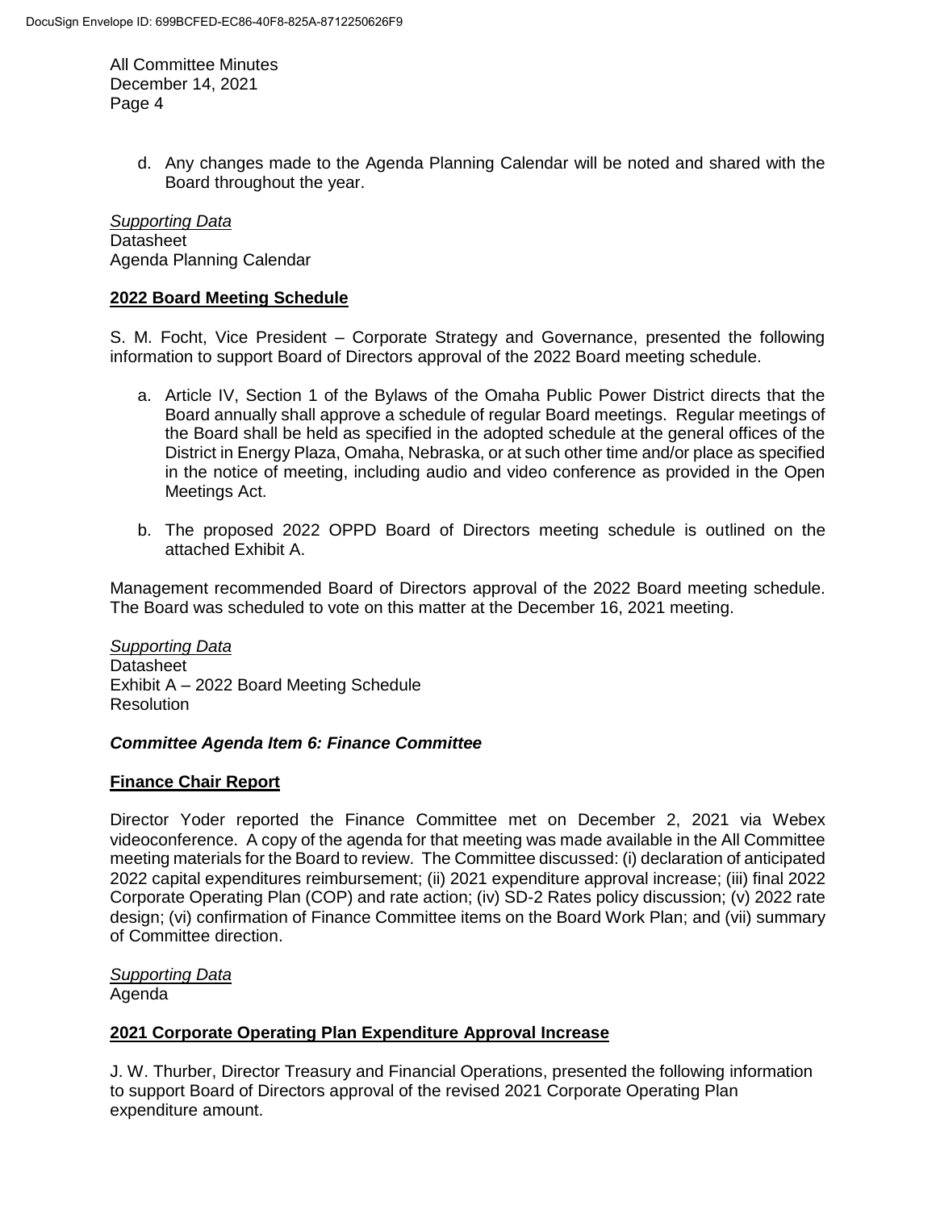d. Any changes made to the Agenda Planning Calendar will be noted and shared with the Board throughout the year.

*Supporting Data*
Datasheet
Agenda Planning Calendar

**2022 Board Meeting Schedule**

S. M. Focht, Vice President – Corporate Strategy and Governance, presented the following information to support Board of Directors approval of the 2022 Board meeting schedule.

a. Article IV, Section 1 of the Bylaws of the Omaha Public Power District directs that the Board annually shall approve a schedule of regular Board meetings. Regular meetings of the Board shall be held as specified in the adopted schedule at the general offices of the District in Energy Plaza, Omaha, Nebraska, or at such other time and/or place as specified in the notice of meeting, including audio and video conference as provided in the Open Meetings Act.

b. The proposed 2022 OPPD Board of Directors meeting schedule is outlined on the attached Exhibit A.

Management recommended Board of Directors approval of the 2022 Board meeting schedule. The Board was scheduled to vote on this matter at the December 16, 2021 meeting.

*Supporting Data*
Datasheet
Exhibit A – 2022 Board Meeting Schedule
Resolution

***Committee Agenda Item 6: Finance Committee***

**Finance Chair Report**

Director Yoder reported the Finance Committee met on December 2, 2021 via Webex videoconference. A copy of the agenda for that meeting was made available in the All Committee meeting materials for the Board to review. The Committee discussed: (i) declaration of anticipated 2022 capital expenditures reimbursement; (ii) 2021 expenditure approval increase; (iii) final 2022 Corporate Operating Plan (COP) and rate action; (iv) SD-2 Rates policy discussion; (v) 2022 rate design; (vi) confirmation of Finance Committee items on the Board Work Plan; and (vii) summary of Committee direction.

*Supporting Data*
Agenda

**2021 Corporate Operating Plan Expenditure Approval Increase**

J. W. Thurber, Director Treasury and Financial Operations, presented the following information to support Board of Directors approval of the revised 2021 Corporate Operating Plan expenditure amount.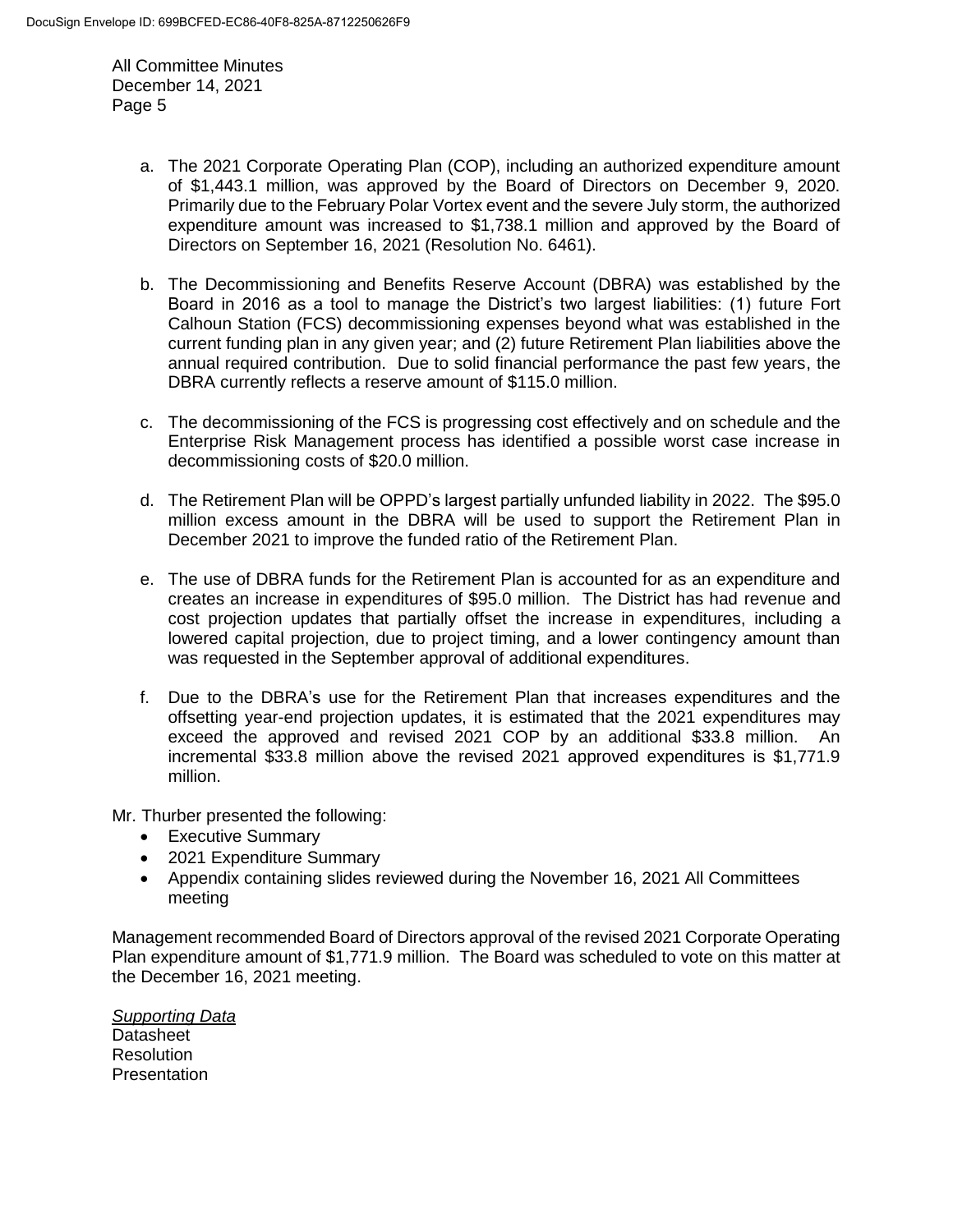a. The 2021 Corporate Operating Plan (COP), including an authorized expenditure amount of $1,443.1 million, was approved by the Board of Directors on December 9, 2020. Primarily due to the February Polar Vortex event and the severe July storm, the authorized expenditure amount was increased to $1,738.1 million and approved by the Board of Directors on September 16, 2021 (Resolution No. 6461).

b. The Decommissioning and Benefits Reserve Account (DBRA) was established by the Board in 2016 as a tool to manage the District's two largest liabilities: (1) future Fort Calhoun Station (FCS) decommissioning expenses beyond what was established in the current funding plan in any given year; and (2) future Retirement Plan liabilities above the annual required contribution. Due to solid financial performance the past few years, the DBRA currently reflects a reserve amount of $115.0 million.

c. The decommissioning of the FCS is progressing cost effectively and on schedule and the Enterprise Risk Management process has identified a possible worst case increase in decommissioning costs of $20.0 million.

d. The Retirement Plan will be OPPD's largest partially unfunded liability in 2022. The $95.0 million excess amount in the DBRA will be used to support the Retirement Plan in December 2021 to improve the funded ratio of the Retirement Plan.

e. The use of DBRA funds for the Retirement Plan is accounted for as an expenditure and creates an increase in expenditures of $95.0 million. The District has had revenue and cost projection updates that partially offset the increase in expenditures, including a lowered capital projection, due to project timing, and a lower contingency amount than was requested in the September approval of additional expenditures.

f. Due to the DBRA's use for the Retirement Plan that increases expenditures and the offsetting year-end projection updates, it is estimated that the 2021 expenditures may exceed the approved and revised 2021 COP by an additional $33.8 million. An incremental $33.8 million above the revised 2021 approved expenditures is $1,771.9 million.

Mr. Thurber presented the following:

- Executive Summary
- 2021 Expenditure Summary
- Appendix containing slides reviewed during the November 16, 2021 All Committees meeting

Management recommended Board of Directors approval of the revised 2021 Corporate Operating Plan expenditure amount of $1,771.9 million. The Board was scheduled to vote on this matter at the December 16, 2021 meeting.

*Supporting Data*
Datasheet
Resolution
Presentation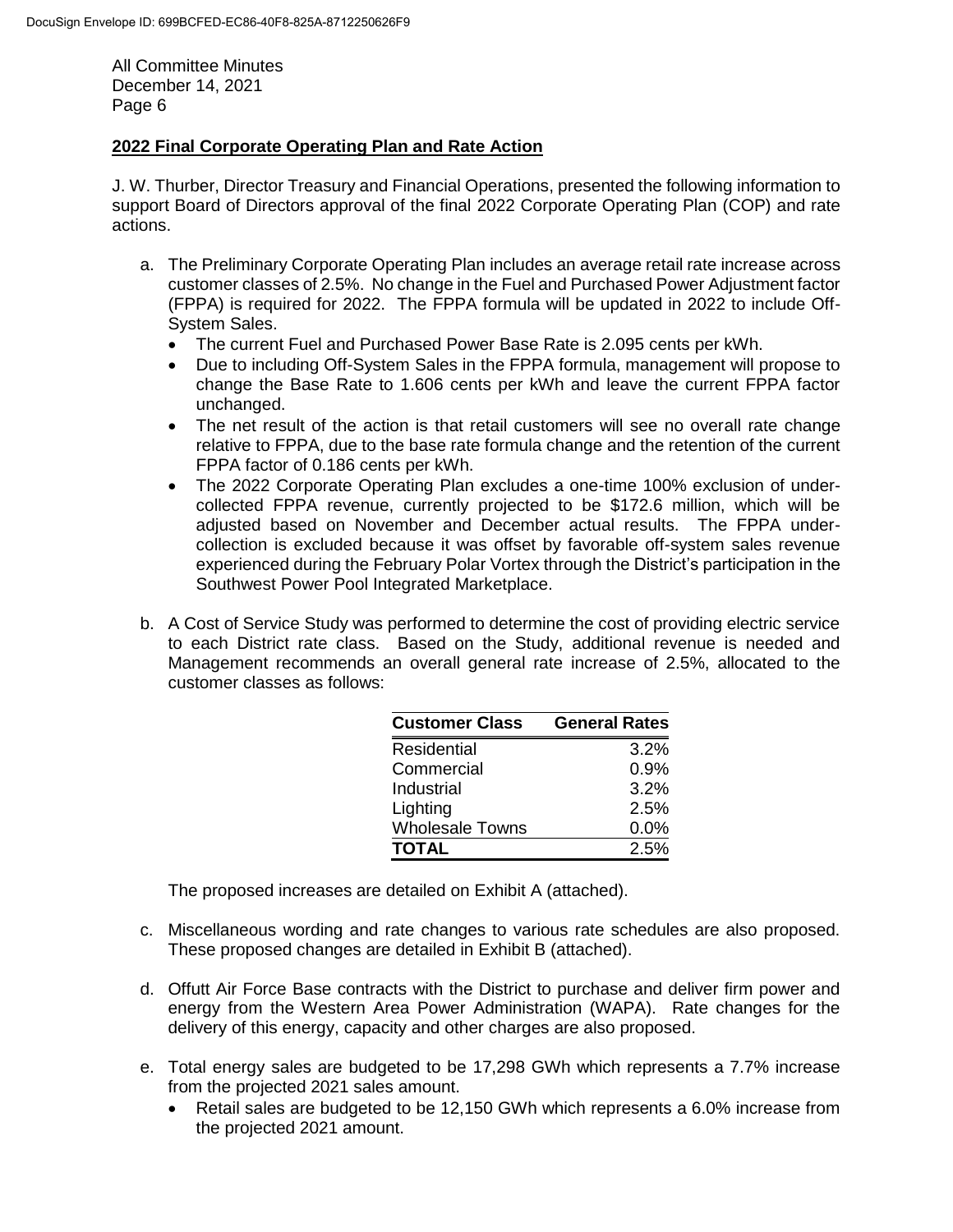## 2022 Final Corporate Operating Plan and Rate Action

J. W. Thurber, Director Treasury and Financial Operations, presented the following information to support Board of Directors approval of the final 2022 Corporate Operating Plan (COP) and rate actions.

a. The Preliminary Corporate Operating Plan includes an average retail rate increase across customer classes of 2.5%. No change in the Fuel and Purchased Power Adjustment factor (FPPA) is required for 2022. The FPPA formula will be updated in 2022 to include Off-System Sales.
   - The current Fuel and Purchased Power Base Rate is 2.095 cents per kWh.
   - Due to including Off-System Sales in the FPPA formula, management will propose to change the Base Rate to 1.606 cents per kWh and leave the current FPPA factor unchanged.
   - The net result of the action is that retail customers will see no overall rate change relative to FPPA, due to the base rate formula change and the retention of the current FPPA factor of 0.186 cents per kWh.
   - The 2022 Corporate Operating Plan excludes a one-time 100% exclusion of under-collected FPPA revenue, currently projected to be $172.6 million, which will be adjusted based on November and December actual results. The FPPA under-collection is excluded because it was offset by favorable off-system sales revenue experienced during the February Polar Vortex through the District's participation in the Southwest Power Pool Integrated Marketplace.

b. A Cost of Service Study was performed to determine the cost of providing electric service to each District rate class. Based on the Study, additional revenue is needed and Management recommends an overall general rate increase of 2.5%, allocated to the customer classes as follows:

| Customer Class | General Rates |
|---|---|
| Residential | 3.2% |
| Commercial | 0.9% |
| Industrial | 3.2% |
| Lighting | 2.5% |
| Wholesale Towns | 0.0% |
| **TOTAL** | 2.5% |

   The proposed increases are detailed on Exhibit A (attached).

c. Miscellaneous wording and rate changes to various rate schedules are also proposed. These proposed changes are detailed in Exhibit B (attached).

d. Offutt Air Force Base contracts with the District to purchase and deliver firm power and energy from the Western Area Power Administration (WAPA). Rate changes for the delivery of this energy, capacity and other charges are also proposed.

e. Total energy sales are budgeted to be 17,298 GWh which represents a 7.7% increase from the projected 2021 sales amount.
   - Retail sales are budgeted to be 12,150 GWh which represents a 6.0% increase from the projected 2021 amount.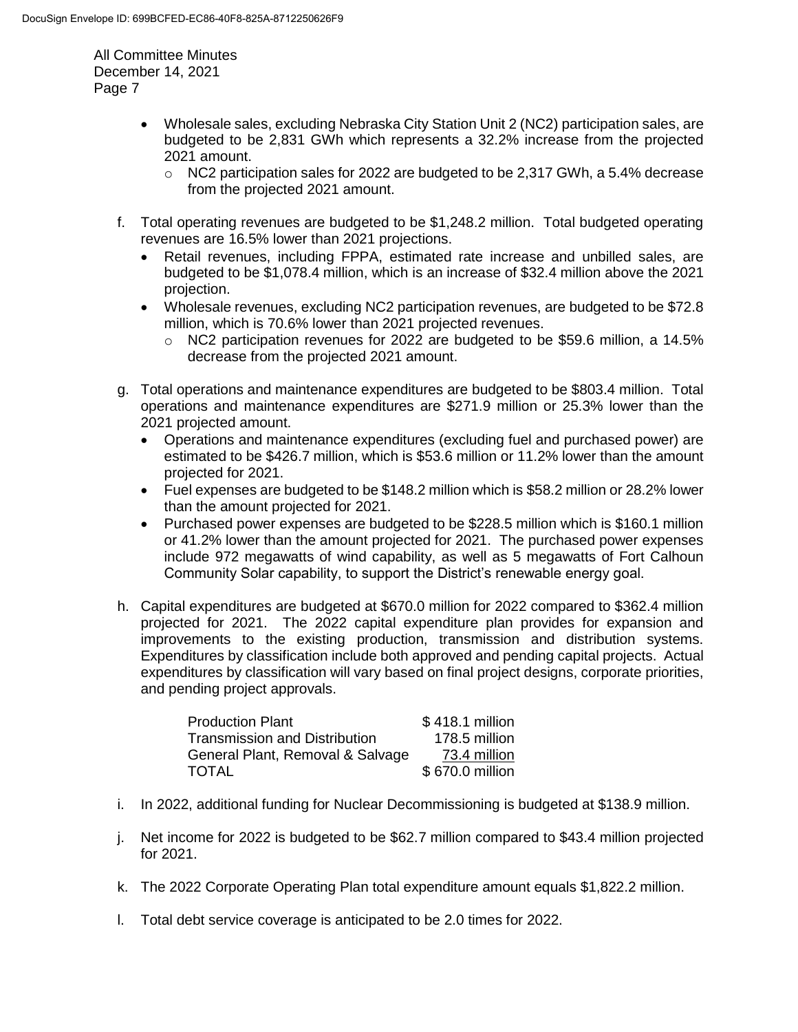- Wholesale sales, excluding Nebraska City Station Unit 2 (NC2) participation sales, are budgeted to be 2,831 GWh which represents a 32.2% increase from the projected 2021 amount.
  - NC2 participation sales for 2022 are budgeted to be 2,317 GWh, a 5.4% decrease from the projected 2021 amount.

f. Total operating revenues are budgeted to be $1,248.2 million. Total budgeted operating revenues are 16.5% lower than 2021 projections.
   - Retail revenues, including FPPA, estimated rate increase and unbilled sales, are budgeted to be $1,078.4 million, which is an increase of $32.4 million above the 2021 projection.
   - Wholesale revenues, excluding NC2 participation revenues, are budgeted to be $72.8 million, which is 70.6% lower than 2021 projected revenues.
     - NC2 participation revenues for 2022 are budgeted to be $59.6 million, a 14.5% decrease from the projected 2021 amount.

g. Total operations and maintenance expenditures are budgeted to be $803.4 million. Total operations and maintenance expenditures are $271.9 million or 25.3% lower than the 2021 projected amount.
   - Operations and maintenance expenditures (excluding fuel and purchased power) are estimated to be $426.7 million, which is $53.6 million or 11.2% lower than the amount projected for 2021.
   - Fuel expenses are budgeted to be $148.2 million which is $58.2 million or 28.2% lower than the amount projected for 2021.
   - Purchased power expenses are budgeted to be $228.5 million which is $160.1 million or 41.2% lower than the amount projected for 2021. The purchased power expenses include 972 megawatts of wind capability, as well as 5 megawatts of Fort Calhoun Community Solar capability, to support the District's renewable energy goal.

h. Capital expenditures are budgeted at $670.0 million for 2022 compared to $362.4 million projected for 2021. The 2022 capital expenditure plan provides for expansion and improvements to the existing production, transmission and distribution systems. Expenditures by classification include both approved and pending capital projects. Actual expenditures by classification will vary based on final project designs, corporate priorities, and pending project approvals.

| | |
|---|---|
| Production Plant | $ 418.1 million |
| Transmission and Distribution | 178.5 million |
| General Plant, Removal & Salvage | 73.4 million |
| TOTAL | $ 670.0 million |

i. In 2022, additional funding for Nuclear Decommissioning is budgeted at $138.9 million.

j. Net income for 2022 is budgeted to be $62.7 million compared to $43.4 million projected for 2021.

k. The 2022 Corporate Operating Plan total expenditure amount equals $1,822.2 million.

l. Total debt service coverage is anticipated to be 2.0 times for 2022.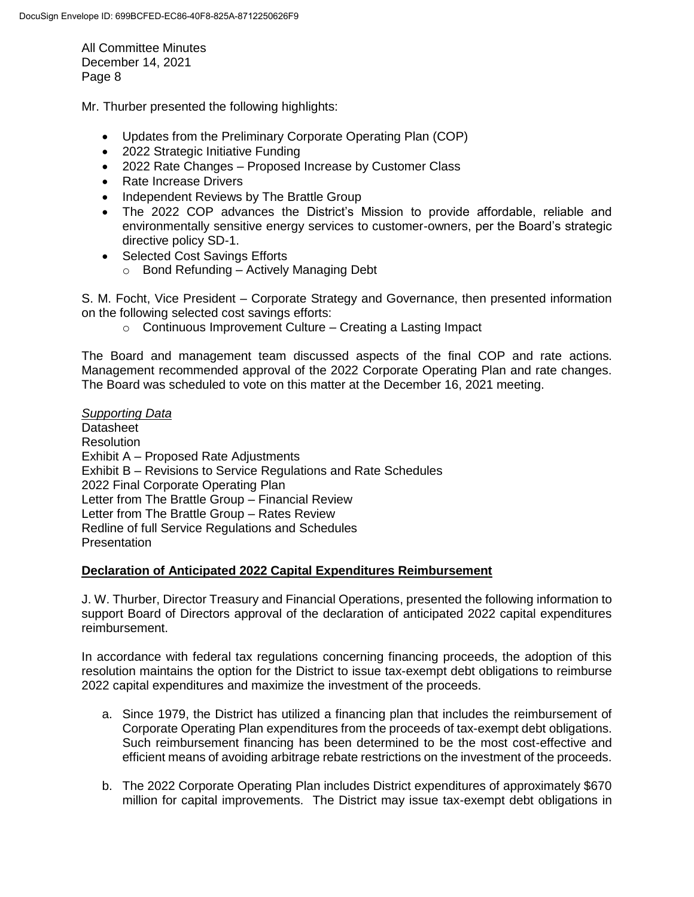Mr. Thurber presented the following highlights:

- Updates from the Preliminary Corporate Operating Plan (COP)
- 2022 Strategic Initiative Funding
- 2022 Rate Changes – Proposed Increase by Customer Class
- Rate Increase Drivers
- Independent Reviews by The Brattle Group
- The 2022 COP advances the District's Mission to provide affordable, reliable and environmentally sensitive energy services to customer-owners, per the Board's strategic directive policy SD-1.
- Selected Cost Savings Efforts
  - Bond Refunding – Actively Managing Debt

S. M. Focht, Vice President – Corporate Strategy and Governance, then presented information on the following selected cost savings efforts:

- Continuous Improvement Culture – Creating a Lasting Impact

The Board and management team discussed aspects of the final COP and rate actions. Management recommended approval of the 2022 Corporate Operating Plan and rate changes. The Board was scheduled to vote on this matter at the December 16, 2021 meeting.

*Supporting Data*
Datasheet
Resolution
Exhibit A – Proposed Rate Adjustments
Exhibit B – Revisions to Service Regulations and Rate Schedules
2022 Final Corporate Operating Plan
Letter from The Brattle Group – Financial Review
Letter from The Brattle Group – Rates Review
Redline of full Service Regulations and Schedules
Presentation

**Declaration of Anticipated 2022 Capital Expenditures Reimbursement**

J. W. Thurber, Director Treasury and Financial Operations, presented the following information to support Board of Directors approval of the declaration of anticipated 2022 capital expenditures reimbursement.

In accordance with federal tax regulations concerning financing proceeds, the adoption of this resolution maintains the option for the District to issue tax-exempt debt obligations to reimburse 2022 capital expenditures and maximize the investment of the proceeds.

a. Since 1979, the District has utilized a financing plan that includes the reimbursement of Corporate Operating Plan expenditures from the proceeds of tax-exempt debt obligations. Such reimbursement financing has been determined to be the most cost-effective and efficient means of avoiding arbitrage rebate restrictions on the investment of the proceeds.

b. The 2022 Corporate Operating Plan includes District expenditures of approximately $670 million for capital improvements. The District may issue tax-exempt debt obligations in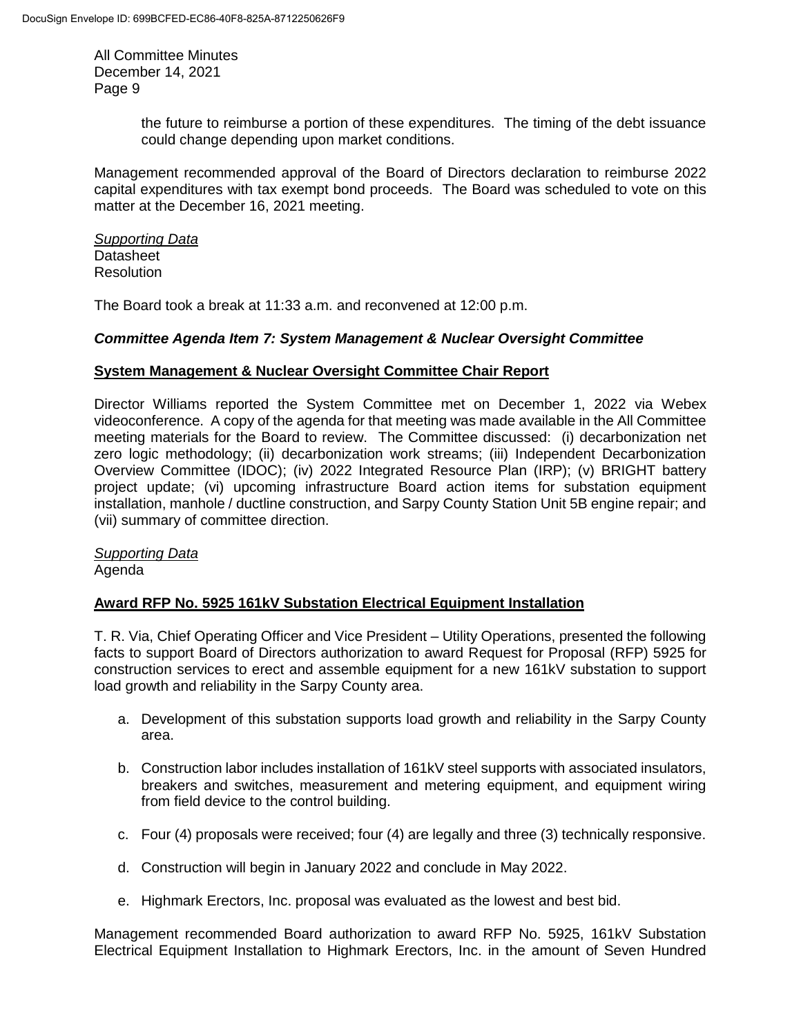the future to reimburse a portion of these expenditures. The timing of the debt issuance could change depending upon market conditions.

Management recommended approval of the Board of Directors declaration to reimburse 2022 capital expenditures with tax exempt bond proceeds. The Board was scheduled to vote on this matter at the December 16, 2021 meeting.

*Supporting Data*
Datasheet
Resolution

The Board took a break at 11:33 a.m. and reconvened at 12:00 p.m.

***Committee Agenda Item 7: System Management & Nuclear Oversight Committee***

**System Management & Nuclear Oversight Committee Chair Report**

Director Williams reported the System Committee met on December 1, 2022 via Webex videoconference. A copy of the agenda for that meeting was made available in the All Committee meeting materials for the Board to review. The Committee discussed: (i) decarbonization net zero logic methodology; (ii) decarbonization work streams; (iii) Independent Decarbonization Overview Committee (IDOC); (iv) 2022 Integrated Resource Plan (IRP); (v) BRIGHT battery project update; (vi) upcoming infrastructure Board action items for substation equipment installation, manhole / ductline construction, and Sarpy County Station Unit 5B engine repair; and (vii) summary of committee direction.

*Supporting Data*
Agenda

**Award RFP No. 5925 161kV Substation Electrical Equipment Installation**

T. R. Via, Chief Operating Officer and Vice President – Utility Operations, presented the following facts to support Board of Directors authorization to award Request for Proposal (RFP) 5925 for construction services to erect and assemble equipment for a new 161kV substation to support load growth and reliability in the Sarpy County area.

a. Development of this substation supports load growth and reliability in the Sarpy County area.

b. Construction labor includes installation of 161kV steel supports with associated insulators, breakers and switches, measurement and metering equipment, and equipment wiring from field device to the control building.

c. Four (4) proposals were received; four (4) are legally and three (3) technically responsive.

d. Construction will begin in January 2022 and conclude in May 2022.

e. Highmark Erectors, Inc. proposal was evaluated as the lowest and best bid.

Management recommended Board authorization to award RFP No. 5925, 161kV Substation Electrical Equipment Installation to Highmark Erectors, Inc. in the amount of Seven Hundred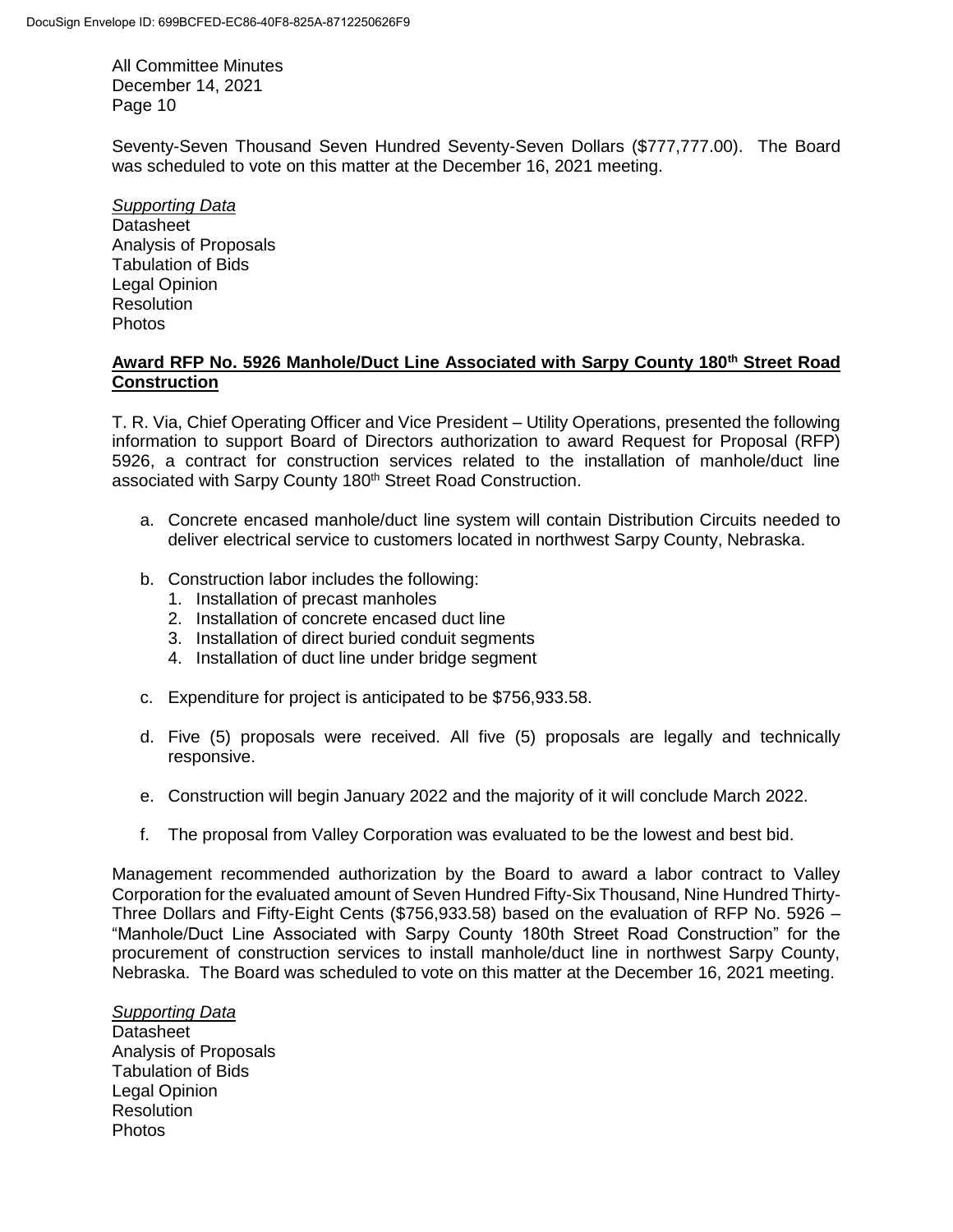Seventy-Seven Thousand Seven Hundred Seventy-Seven Dollars ($777,777.00). The Board was scheduled to vote on this matter at the December 16, 2021 meeting.

*Supporting Data*
Datasheet
Analysis of Proposals
Tabulation of Bids
Legal Opinion
Resolution
Photos

**Award RFP No. 5926 Manhole/Duct Line Associated with Sarpy County 180th Street Road Construction**

T. R. Via, Chief Operating Officer and Vice President – Utility Operations, presented the following information to support Board of Directors authorization to award Request for Proposal (RFP) 5926, a contract for construction services related to the installation of manhole/duct line associated with Sarpy County 180th Street Road Construction.

a. Concrete encased manhole/duct line system will contain Distribution Circuits needed to deliver electrical service to customers located in northwest Sarpy County, Nebraska.

b. Construction labor includes the following:
   1. Installation of precast manholes
   2. Installation of concrete encased duct line
   3. Installation of direct buried conduit segments
   4. Installation of duct line under bridge segment

c. Expenditure for project is anticipated to be $756,933.58.

d. Five (5) proposals were received. All five (5) proposals are legally and technically responsive.

e. Construction will begin January 2022 and the majority of it will conclude March 2022.

f. The proposal from Valley Corporation was evaluated to be the lowest and best bid.

Management recommended authorization by the Board to award a labor contract to Valley Corporation for the evaluated amount of Seven Hundred Fifty-Six Thousand, Nine Hundred Thirty-Three Dollars and Fifty-Eight Cents ($756,933.58) based on the evaluation of RFP No. 5926 – "Manhole/Duct Line Associated with Sarpy County 180th Street Road Construction" for the procurement of construction services to install manhole/duct line in northwest Sarpy County, Nebraska. The Board was scheduled to vote on this matter at the December 16, 2021 meeting.

*Supporting Data*
Datasheet
Analysis of Proposals
Tabulation of Bids
Legal Opinion
Resolution
Photos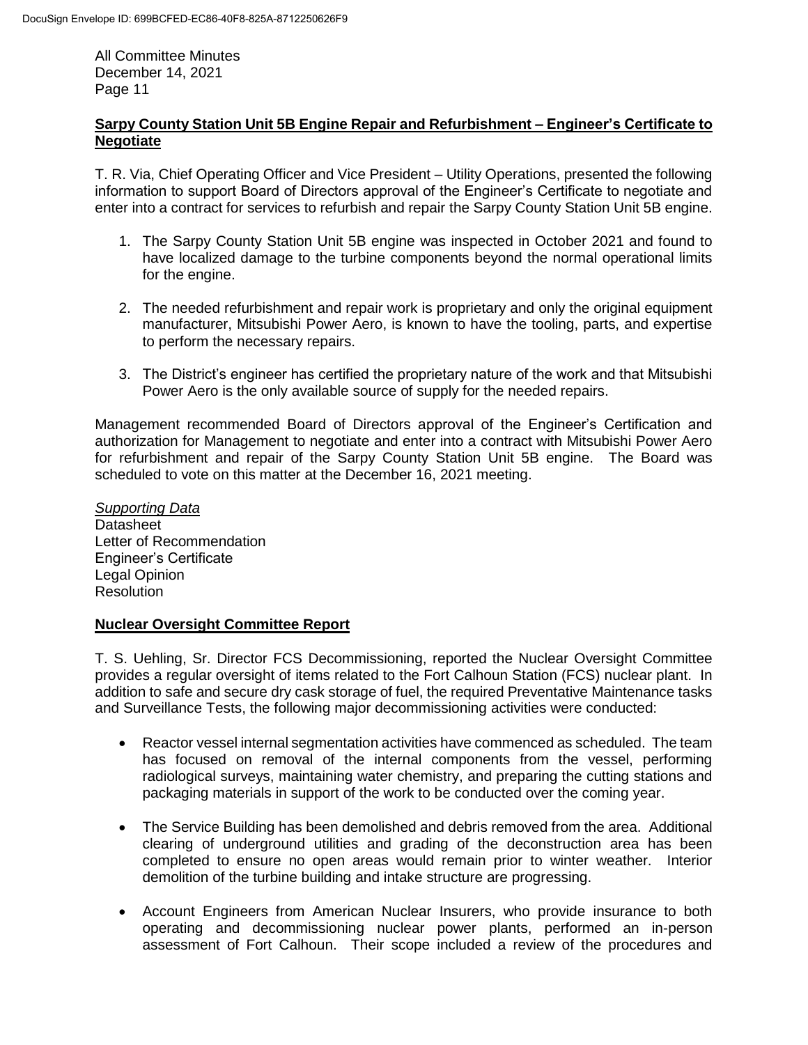## Sarpy County Station Unit 5B Engine Repair and Refurbishment – Engineer's Certificate to Negotiate

T. R. Via, Chief Operating Officer and Vice President – Utility Operations, presented the following information to support Board of Directors approval of the Engineer's Certificate to negotiate and enter into a contract for services to refurbish and repair the Sarpy County Station Unit 5B engine.

1. The Sarpy County Station Unit 5B engine was inspected in October 2021 and found to have localized damage to the turbine components beyond the normal operational limits for the engine.

2. The needed refurbishment and repair work is proprietary and only the original equipment manufacturer, Mitsubishi Power Aero, is known to have the tooling, parts, and expertise to perform the necessary repairs.

3. The District's engineer has certified the proprietary nature of the work and that Mitsubishi Power Aero is the only available source of supply for the needed repairs.

Management recommended Board of Directors approval of the Engineer's Certification and authorization for Management to negotiate and enter into a contract with Mitsubishi Power Aero for refurbishment and repair of the Sarpy County Station Unit 5B engine. The Board was scheduled to vote on this matter at the December 16, 2021 meeting.

*Supporting Data*
Datasheet
Letter of Recommendation
Engineer's Certificate
Legal Opinion
Resolution

## Nuclear Oversight Committee Report

T. S. Uehling, Sr. Director FCS Decommissioning, reported the Nuclear Oversight Committee provides a regular oversight of items related to the Fort Calhoun Station (FCS) nuclear plant. In addition to safe and secure dry cask storage of fuel, the required Preventative Maintenance tasks and Surveillance Tests, the following major decommissioning activities were conducted:

- Reactor vessel internal segmentation activities have commenced as scheduled. The team has focused on removal of the internal components from the vessel, performing radiological surveys, maintaining water chemistry, and preparing the cutting stations and packaging materials in support of the work to be conducted over the coming year.

- The Service Building has been demolished and debris removed from the area. Additional clearing of underground utilities and grading of the deconstruction area has been completed to ensure no open areas would remain prior to winter weather. Interior demolition of the turbine building and intake structure are progressing.

- Account Engineers from American Nuclear Insurers, who provide insurance to both operating and decommissioning nuclear power plants, performed an in-person assessment of Fort Calhoun. Their scope included a review of the procedures and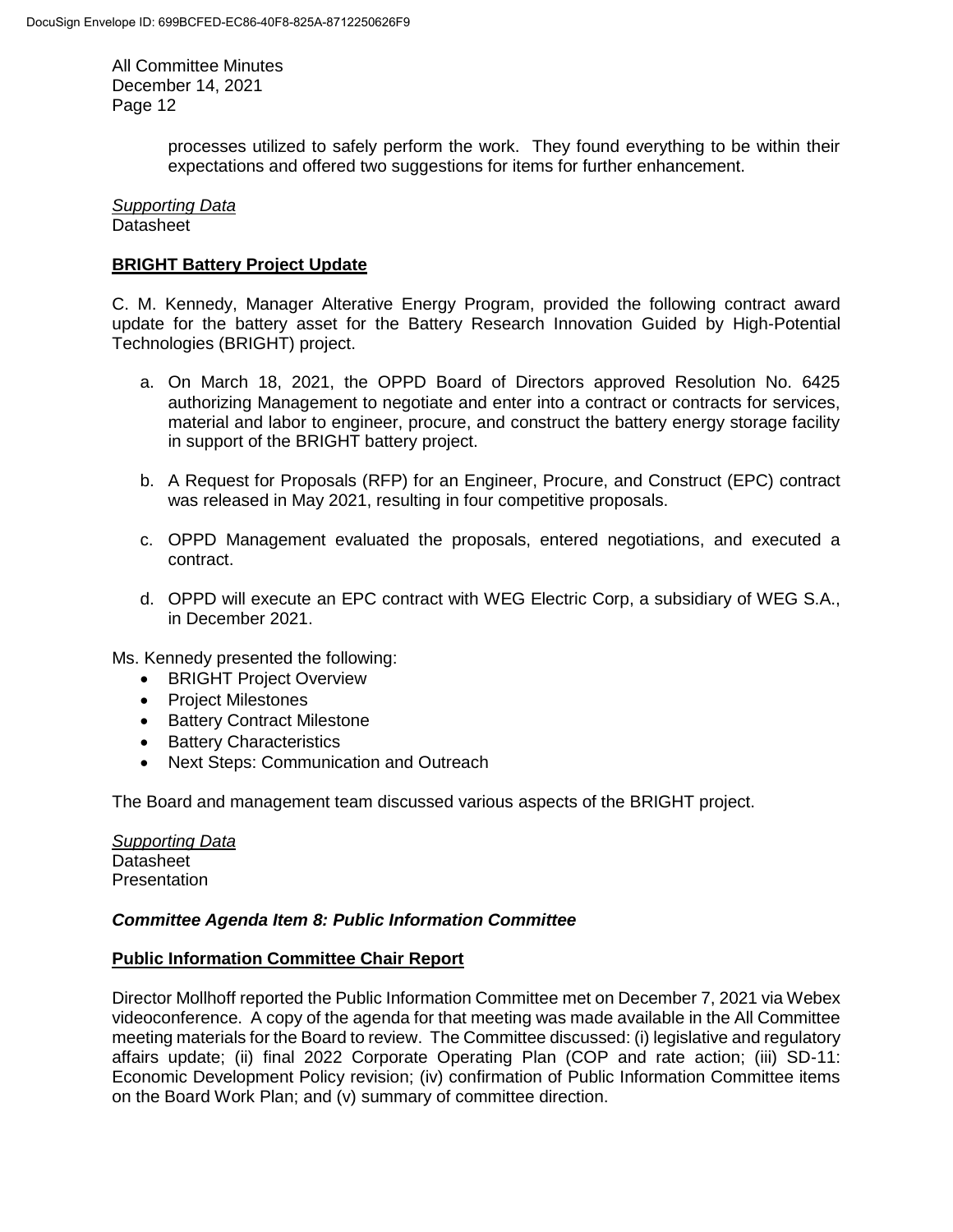processes utilized to safely perform the work. They found everything to be within their expectations and offered two suggestions for items for further enhancement.

*Supporting Data*
Datasheet

**BRIGHT Battery Project Update**

C. M. Kennedy, Manager Alterative Energy Program, provided the following contract award update for the battery asset for the Battery Research Innovation Guided by High-Potential Technologies (BRIGHT) project.

a. On March 18, 2021, the OPPD Board of Directors approved Resolution No. 6425 authorizing Management to negotiate and enter into a contract or contracts for services, material and labor to engineer, procure, and construct the battery energy storage facility in support of the BRIGHT battery project.

b. A Request for Proposals (RFP) for an Engineer, Procure, and Construct (EPC) contract was released in May 2021, resulting in four competitive proposals.

c. OPPD Management evaluated the proposals, entered negotiations, and executed a contract.

d. OPPD will execute an EPC contract with WEG Electric Corp, a subsidiary of WEG S.A., in December 2021.

Ms. Kennedy presented the following:

- BRIGHT Project Overview
- Project Milestones
- Battery Contract Milestone
- Battery Characteristics
- Next Steps: Communication and Outreach

The Board and management team discussed various aspects of the BRIGHT project.

*Supporting Data*
Datasheet
Presentation

***Committee Agenda Item 8: Public Information Committee***

**Public Information Committee Chair Report**

Director Mollhoff reported the Public Information Committee met on December 7, 2021 via Webex videoconference. A copy of the agenda for that meeting was made available in the All Committee meeting materials for the Board to review. The Committee discussed: (i) legislative and regulatory affairs update; (ii) final 2022 Corporate Operating Plan (COP and rate action; (iii) SD-11: Economic Development Policy revision; (iv) confirmation of Public Information Committee items on the Board Work Plan; and (v) summary of committee direction.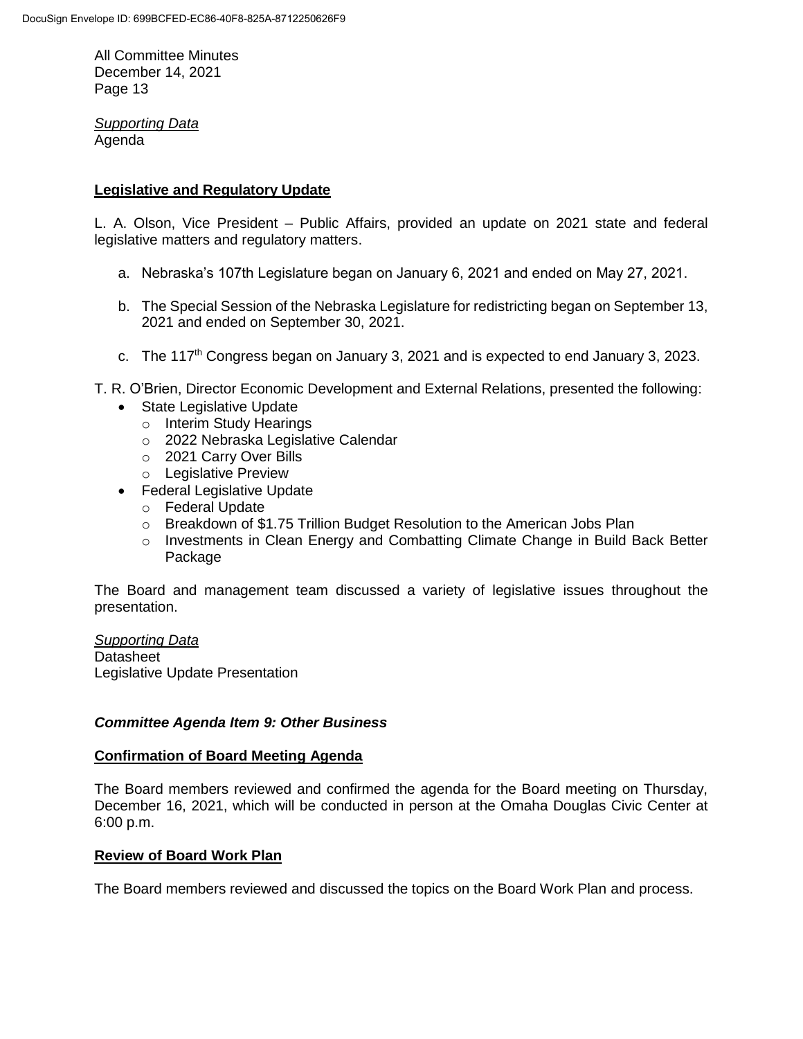*Supporting Data*
Agenda

**Legislative and Regulatory Update**

L. A. Olson, Vice President – Public Affairs, provided an update on 2021 state and federal legislative matters and regulatory matters.

a. Nebraska's 107th Legislature began on January 6, 2021 and ended on May 27, 2021.

b. The Special Session of the Nebraska Legislature for redistricting began on September 13, 2021 and ended on September 30, 2021.

c. The 117th Congress began on January 3, 2021 and is expected to end January 3, 2023.

T. R. O'Brien, Director Economic Development and External Relations, presented the following:

- State Legislative Update
  - Interim Study Hearings
  - 2022 Nebraska Legislative Calendar
  - 2021 Carry Over Bills
  - Legislative Preview
- Federal Legislative Update
  - Federal Update
  - Breakdown of $1.75 Trillion Budget Resolution to the American Jobs Plan
  - Investments in Clean Energy and Combatting Climate Change in Build Back Better Package

The Board and management team discussed a variety of legislative issues throughout the presentation.

*Supporting Data*
Datasheet
Legislative Update Presentation

### *Committee Agenda Item 9: Other Business*

**Confirmation of Board Meeting Agenda**

The Board members reviewed and confirmed the agenda for the Board meeting on Thursday, December 16, 2021, which will be conducted in person at the Omaha Douglas Civic Center at 6:00 p.m.

**Review of Board Work Plan**

The Board members reviewed and discussed the topics on the Board Work Plan and process.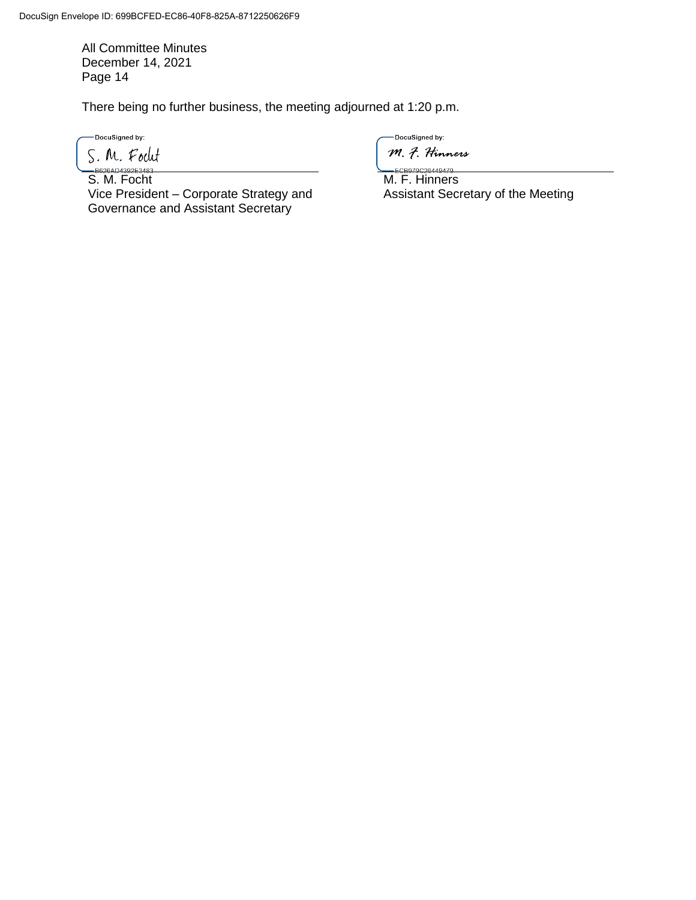There being no further business, the meeting adjourned at 1:20 p.m.

DocuSigned by:
S. M. Focht
B626AD4392E3483

S. M. Focht
Vice President – Corporate Strategy and Governance and Assistant Secretary

DocuSigned by:
M. F. Hinners
ECB979C26449479

M. F. Hinners
Assistant Secretary of the Meeting